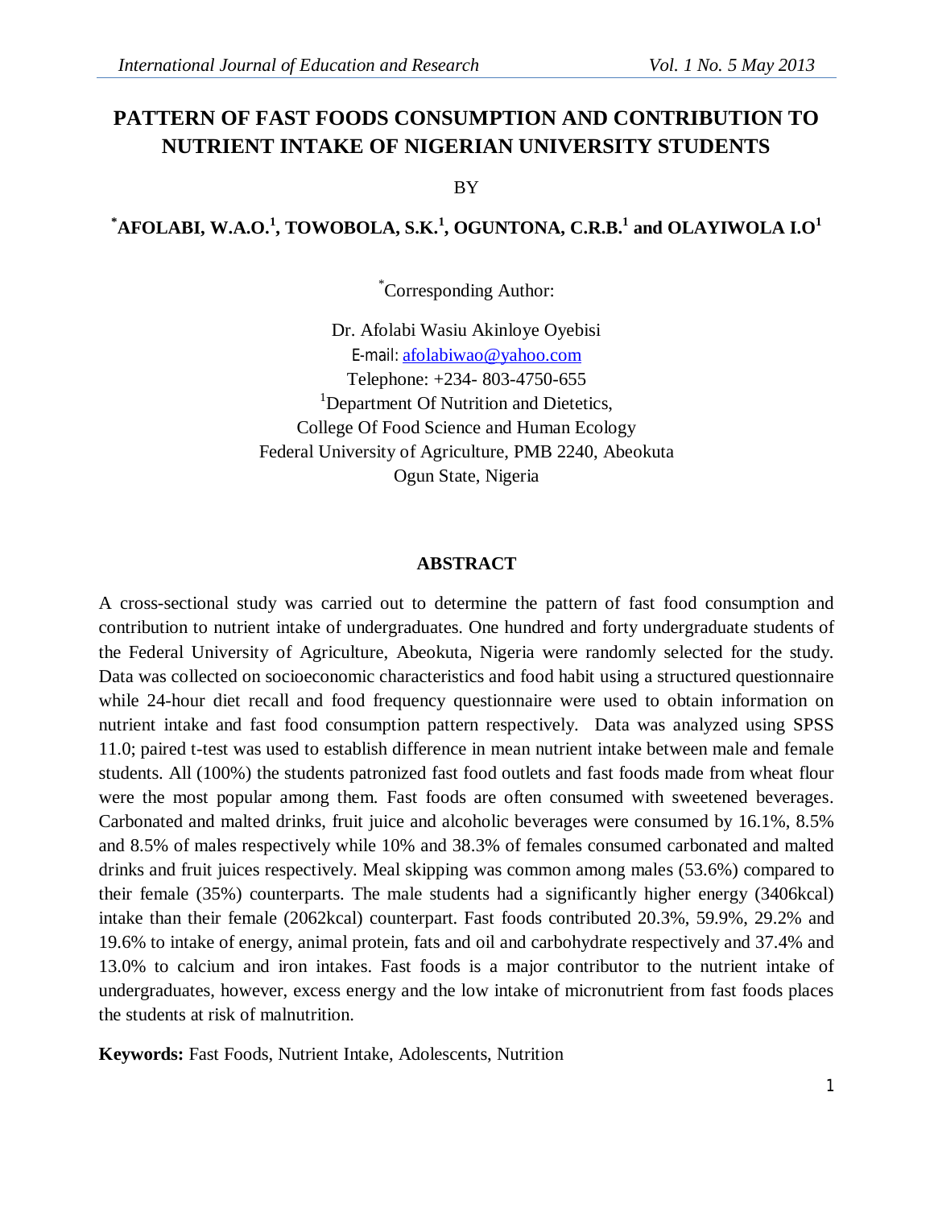# PATTERN OF FAST FOODS CONSUMPTION AND CONTRIBUTION TO NUTRIENT INTAKE OF NIGERIAN UNIVERSITY STUDENTS

BY

**[*]AFOLABI, W.A.O.[1], TOWOBOLA, S.K.[1], OGUNTONA, C.R.B.[1] and OLAYIWOLA I.O[1]**

[*]Corresponding Author:

Dr. Afolabi Wasiu Akinloye Oyebisi
E-mail: afolabiwao@yahoo.com
Telephone: +234- 803-4750-655
[1]Department Of Nutrition and Dietetics,
College Of Food Science and Human Ecology
Federal University of Agriculture, PMB 2240, Abeokuta
Ogun State, Nigeria

## ABSTRACT

A cross-sectional study was carried out to determine the pattern of fast food consumption and contribution to nutrient intake of undergraduates. One hundred and forty undergraduate students of the Federal University of Agriculture, Abeokuta, Nigeria were randomly selected for the study. Data was collected on socioeconomic characteristics and food habit using a structured questionnaire while 24-hour diet recall and food frequency questionnaire were used to obtain information on nutrient intake and fast food consumption pattern respectively. Data was analyzed using SPSS 11.0; paired t-test was used to establish difference in mean nutrient intake between male and female students. All (100%) the students patronized fast food outlets and fast foods made from wheat flour were the most popular among them. Fast foods are often consumed with sweetened beverages. Carbonated and malted drinks, fruit juice and alcoholic beverages were consumed by 16.1%, 8.5% and 8.5% of males respectively while 10% and 38.3% of females consumed carbonated and malted drinks and fruit juices respectively. Meal skipping was common among males (53.6%) compared to their female (35%) counterparts. The male students had a significantly higher energy (3406kcal) intake than their female (2062kcal) counterpart. Fast foods contributed 20.3%, 59.9%, 29.2% and 19.6% to intake of energy, animal protein, fats and oil and carbohydrate respectively and 37.4% and 13.0% to calcium and iron intakes. Fast foods is a major contributor to the nutrient intake of undergraduates, however, excess energy and the low intake of micronutrient from fast foods places the students at risk of malnutrition.

**Keywords:** Fast Foods, Nutrient Intake, Adolescents, Nutrition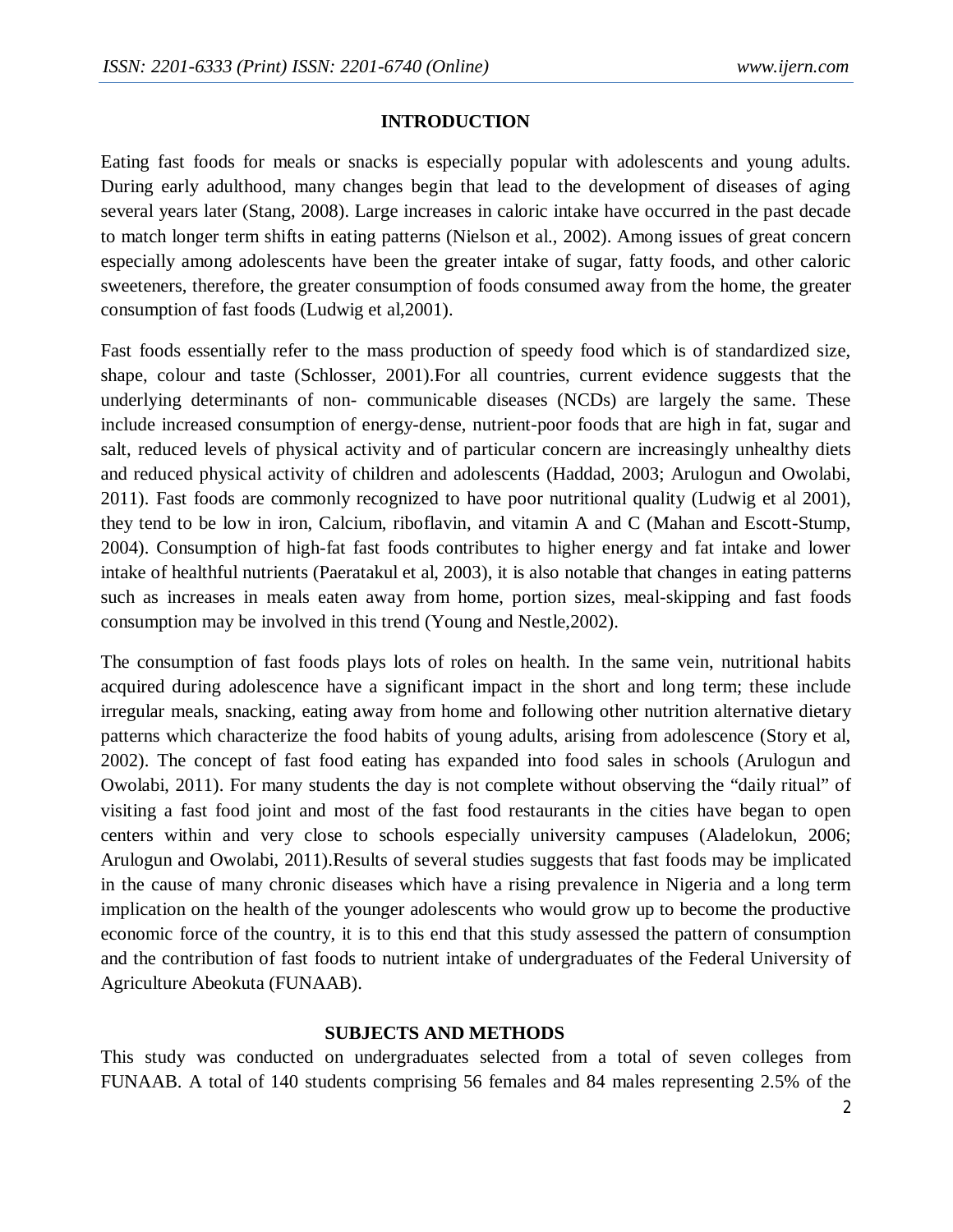## INTRODUCTION

Eating fast foods for meals or snacks is especially popular with adolescents and young adults. During early adulthood, many changes begin that lead to the development of diseases of aging several years later (Stang, 2008). Large increases in caloric intake have occurred in the past decade to match longer term shifts in eating patterns (Nielson et al., 2002). Among issues of great concern especially among adolescents have been the greater intake of sugar, fatty foods, and other caloric sweeteners, therefore, the greater consumption of foods consumed away from the home, the greater consumption of fast foods (Ludwig et al,2001).

Fast foods essentially refer to the mass production of speedy food which is of standardized size, shape, colour and taste (Schlosser, 2001).For all countries, current evidence suggests that the underlying determinants of non- communicable diseases (NCDs) are largely the same. These include increased consumption of energy-dense, nutrient-poor foods that are high in fat, sugar and salt, reduced levels of physical activity and of particular concern are increasingly unhealthy diets and reduced physical activity of children and adolescents (Haddad, 2003; Arulogun and Owolabi, 2011). Fast foods are commonly recognized to have poor nutritional quality (Ludwig et al 2001), they tend to be low in iron, Calcium, riboflavin, and vitamin A and C (Mahan and Escott-Stump, 2004). Consumption of high-fat fast foods contributes to higher energy and fat intake and lower intake of healthful nutrients (Paeratakul et al, 2003), it is also notable that changes in eating patterns such as increases in meals eaten away from home, portion sizes, meal-skipping and fast foods consumption may be involved in this trend (Young and Nestle,2002).

The consumption of fast foods plays lots of roles on health. In the same vein, nutritional habits acquired during adolescence have a significant impact in the short and long term; these include irregular meals, snacking, eating away from home and following other nutrition alternative dietary patterns which characterize the food habits of young adults, arising from adolescence (Story et al, 2002). The concept of fast food eating has expanded into food sales in schools (Arulogun and Owolabi, 2011). For many students the day is not complete without observing the "daily ritual" of visiting a fast food joint and most of the fast food restaurants in the cities have began to open centers within and very close to schools especially university campuses (Aladelokun, 2006; Arulogun and Owolabi, 2011).Results of several studies suggests that fast foods may be implicated in the cause of many chronic diseases which have a rising prevalence in Nigeria and a long term implication on the health of the younger adolescents who would grow up to become the productive economic force of the country, it is to this end that this study assessed the pattern of consumption and the contribution of fast foods to nutrient intake of undergraduates of the Federal University of Agriculture Abeokuta (FUNAAB).

## SUBJECTS AND METHODS

This study was conducted on undergraduates selected from a total of seven colleges from FUNAAB. A total of 140 students comprising 56 females and 84 males representing 2.5% of the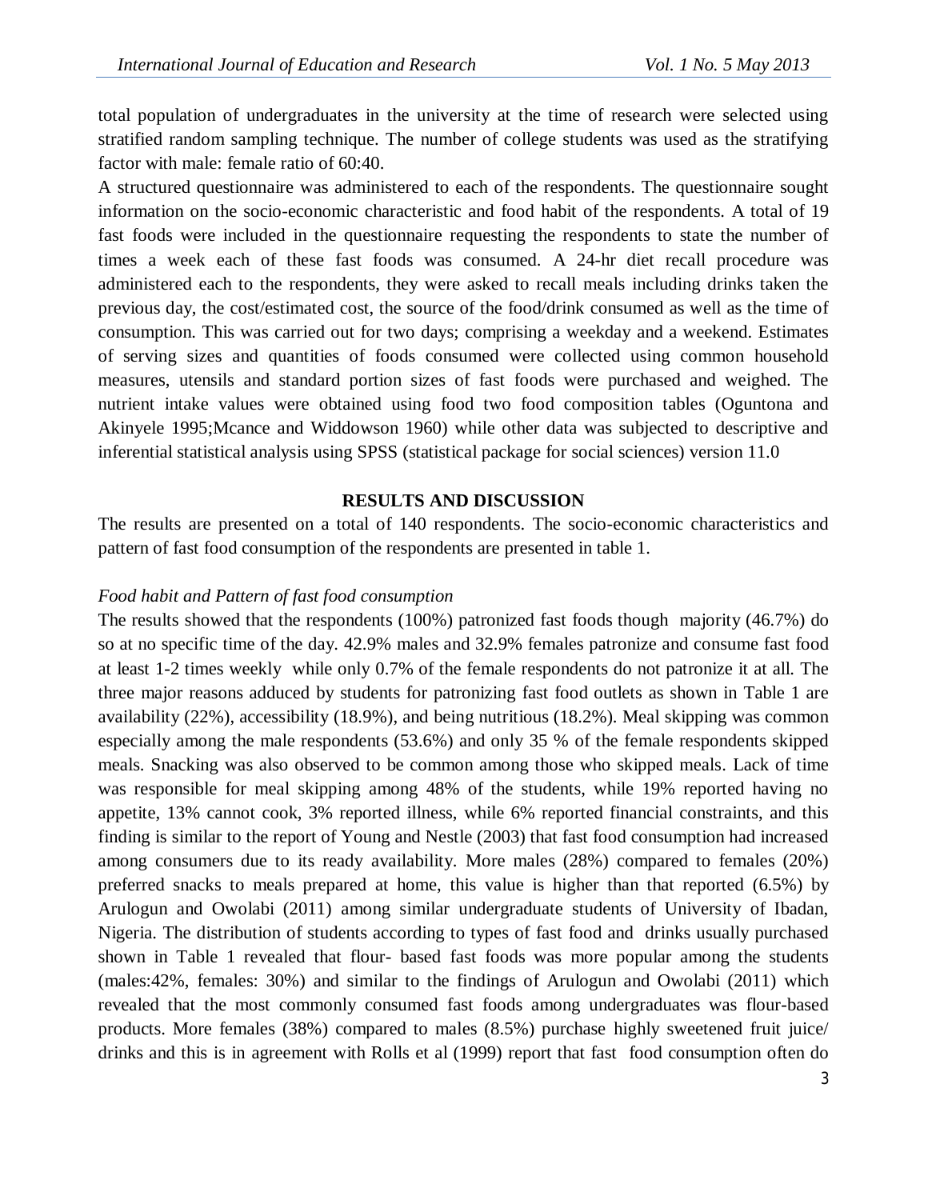total population of undergraduates in the university at the time of research were selected using stratified random sampling technique. The number of college students was used as the stratifying factor with male: female ratio of 60:40.

A structured questionnaire was administered to each of the respondents. The questionnaire sought information on the socio-economic characteristic and food habit of the respondents. A total of 19 fast foods were included in the questionnaire requesting the respondents to state the number of times a week each of these fast foods was consumed. A 24-hr diet recall procedure was administered each to the respondents, they were asked to recall meals including drinks taken the previous day, the cost/estimated cost, the source of the food/drink consumed as well as the time of consumption. This was carried out for two days; comprising a weekday and a weekend. Estimates of serving sizes and quantities of foods consumed were collected using common household measures, utensils and standard portion sizes of fast foods were purchased and weighed. The nutrient intake values were obtained using food two food composition tables (Oguntona and Akinyele 1995;Mcance and Widdowson 1960) while other data was subjected to descriptive and inferential statistical analysis using SPSS (statistical package for social sciences) version 11.0

## RESULTS AND DISCUSSION

The results are presented on a total of 140 respondents. The socio-economic characteristics and pattern of fast food consumption of the respondents are presented in table 1.

### *Food habit and Pattern of fast food consumption*

The results showed that the respondents (100%) patronized fast foods though majority (46.7%) do so at no specific time of the day. 42.9% males and 32.9% females patronize and consume fast food at least 1-2 times weekly while only 0.7% of the female respondents do not patronize it at all. The three major reasons adduced by students for patronizing fast food outlets as shown in Table 1 are availability (22%), accessibility (18.9%), and being nutritious (18.2%). Meal skipping was common especially among the male respondents (53.6%) and only 35 % of the female respondents skipped meals. Snacking was also observed to be common among those who skipped meals. Lack of time was responsible for meal skipping among 48% of the students, while 19% reported having no appetite, 13% cannot cook, 3% reported illness, while 6% reported financial constraints, and this finding is similar to the report of Young and Nestle (2003) that fast food consumption had increased among consumers due to its ready availability. More males (28%) compared to females (20%) preferred snacks to meals prepared at home, this value is higher than that reported (6.5%) by Arulogun and Owolabi (2011) among similar undergraduate students of University of Ibadan, Nigeria. The distribution of students according to types of fast food and drinks usually purchased shown in Table 1 revealed that flour- based fast foods was more popular among the students (males:42%, females: 30%) and similar to the findings of Arulogun and Owolabi (2011) which revealed that the most commonly consumed fast foods among undergraduates was flour-based products. More females (38%) compared to males (8.5%) purchase highly sweetened fruit juice/ drinks and this is in agreement with Rolls et al (1999) report that fast food consumption often do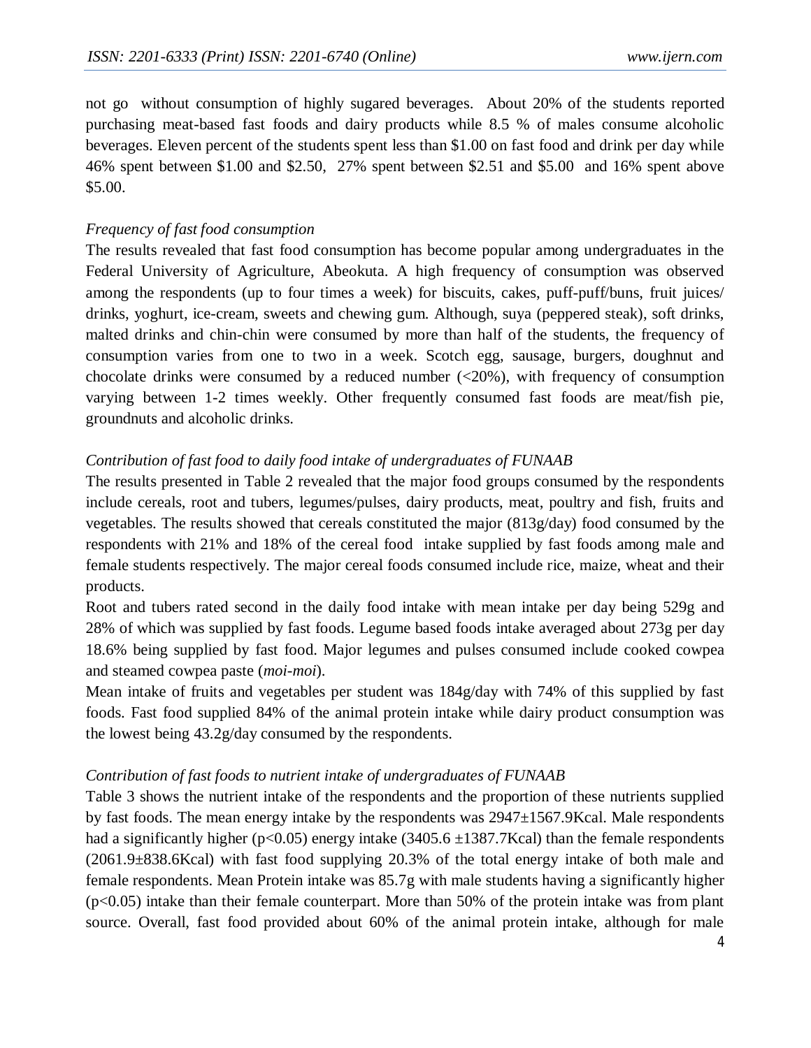not go without consumption of highly sugared beverages. About 20% of the students reported purchasing meat-based fast foods and dairy products while 8.5 % of males consume alcoholic beverages. Eleven percent of the students spent less than $1.00 on fast food and drink per day while 46% spent between $1.00 and $2.50, 27% spent between $2.51 and $5.00 and 16% spent above $5.00.

*Frequency of fast food consumption*

The results revealed that fast food consumption has become popular among undergraduates in the Federal University of Agriculture, Abeokuta. A high frequency of consumption was observed among the respondents (up to four times a week) for biscuits, cakes, puff-puff/buns, fruit juices/ drinks, yoghurt, ice-cream, sweets and chewing gum. Although, suya (peppered steak), soft drinks, malted drinks and chin-chin were consumed by more than half of the students, the frequency of consumption varies from one to two in a week. Scotch egg, sausage, burgers, doughnut and chocolate drinks were consumed by a reduced number (<20%), with frequency of consumption varying between 1-2 times weekly. Other frequently consumed fast foods are meat/fish pie, groundnuts and alcoholic drinks.

*Contribution of fast food to daily food intake of undergraduates of FUNAAB*

The results presented in Table 2 revealed that the major food groups consumed by the respondents include cereals, root and tubers, legumes/pulses, dairy products, meat, poultry and fish, fruits and vegetables. The results showed that cereals constituted the major (813g/day) food consumed by the respondents with 21% and 18% of the cereal food intake supplied by fast foods among male and female students respectively. The major cereal foods consumed include rice, maize, wheat and their products.

Root and tubers rated second in the daily food intake with mean intake per day being 529g and 28% of which was supplied by fast foods. Legume based foods intake averaged about 273g per day 18.6% being supplied by fast food. Major legumes and pulses consumed include cooked cowpea and steamed cowpea paste (*moi-moi*).

Mean intake of fruits and vegetables per student was 184g/day with 74% of this supplied by fast foods. Fast food supplied 84% of the animal protein intake while dairy product consumption was the lowest being 43.2g/day consumed by the respondents.

*Contribution of fast foods to nutrient intake of undergraduates of FUNAAB*

Table 3 shows the nutrient intake of the respondents and the proportion of these nutrients supplied by fast foods. The mean energy intake by the respondents was 2947±1567.9Kcal. Male respondents had a significantly higher ($p<0.05$) energy intake (3405.6 ±1387.7Kcal) than the female respondents (2061.9±838.6Kcal) with fast food supplying 20.3% of the total energy intake of both male and female respondents. Mean Protein intake was 85.7g with male students having a significantly higher ($p<0.05$) intake than their female counterpart. More than 50% of the protein intake was from plant source. Overall, fast food provided about 60% of the animal protein intake, although for male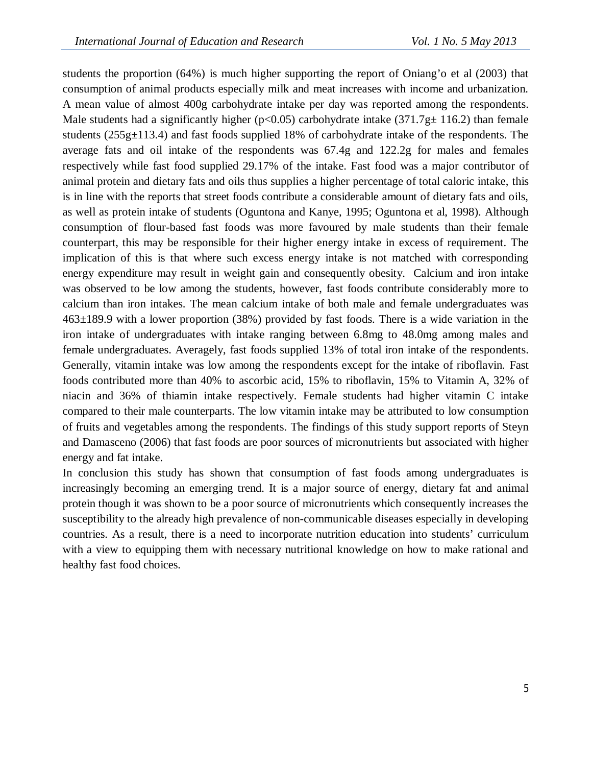students the proportion (64%) is much higher supporting the report of Oniang'o et al (2003) that consumption of animal products especially milk and meat increases with income and urbanization. A mean value of almost 400g carbohydrate intake per day was reported among the respondents. Male students had a significantly higher ($p<0.05$) carbohydrate intake (371.7g$\pm$ 116.2) than female students (255g$\pm$113.4) and fast foods supplied 18% of carbohydrate intake of the respondents. The average fats and oil intake of the respondents was 67.4g and 122.2g for males and females respectively while fast food supplied 29.17% of the intake. Fast food was a major contributor of animal protein and dietary fats and oils thus supplies a higher percentage of total caloric intake, this is in line with the reports that street foods contribute a considerable amount of dietary fats and oils, as well as protein intake of students (Oguntona and Kanye, 1995; Oguntona et al, 1998). Although consumption of flour-based fast foods was more favoured by male students than their female counterpart, this may be responsible for their higher energy intake in excess of requirement. The implication of this is that where such excess energy intake is not matched with corresponding energy expenditure may result in weight gain and consequently obesity. Calcium and iron intake was observed to be low among the students, however, fast foods contribute considerably more to calcium than iron intakes. The mean calcium intake of both male and female undergraduates was 463$\pm$189.9 with a lower proportion (38%) provided by fast foods. There is a wide variation in the iron intake of undergraduates with intake ranging between 6.8mg to 48.0mg among males and female undergraduates. Averagely, fast foods supplied 13% of total iron intake of the respondents. Generally, vitamin intake was low among the respondents except for the intake of riboflavin. Fast foods contributed more than 40% to ascorbic acid, 15% to riboflavin, 15% to Vitamin A, 32% of niacin and 36% of thiamin intake respectively. Female students had higher vitamin C intake compared to their male counterparts. The low vitamin intake may be attributed to low consumption of fruits and vegetables among the respondents. The findings of this study support reports of Steyn and Damasceno (2006) that fast foods are poor sources of micronutrients but associated with higher energy and fat intake.

In conclusion this study has shown that consumption of fast foods among undergraduates is increasingly becoming an emerging trend. It is a major source of energy, dietary fat and animal protein though it was shown to be a poor source of micronutrients which consequently increases the susceptibility to the already high prevalence of non-communicable diseases especially in developing countries. As a result, there is a need to incorporate nutrition education into students' curriculum with a view to equipping them with necessary nutritional knowledge on how to make rational and healthy fast food choices.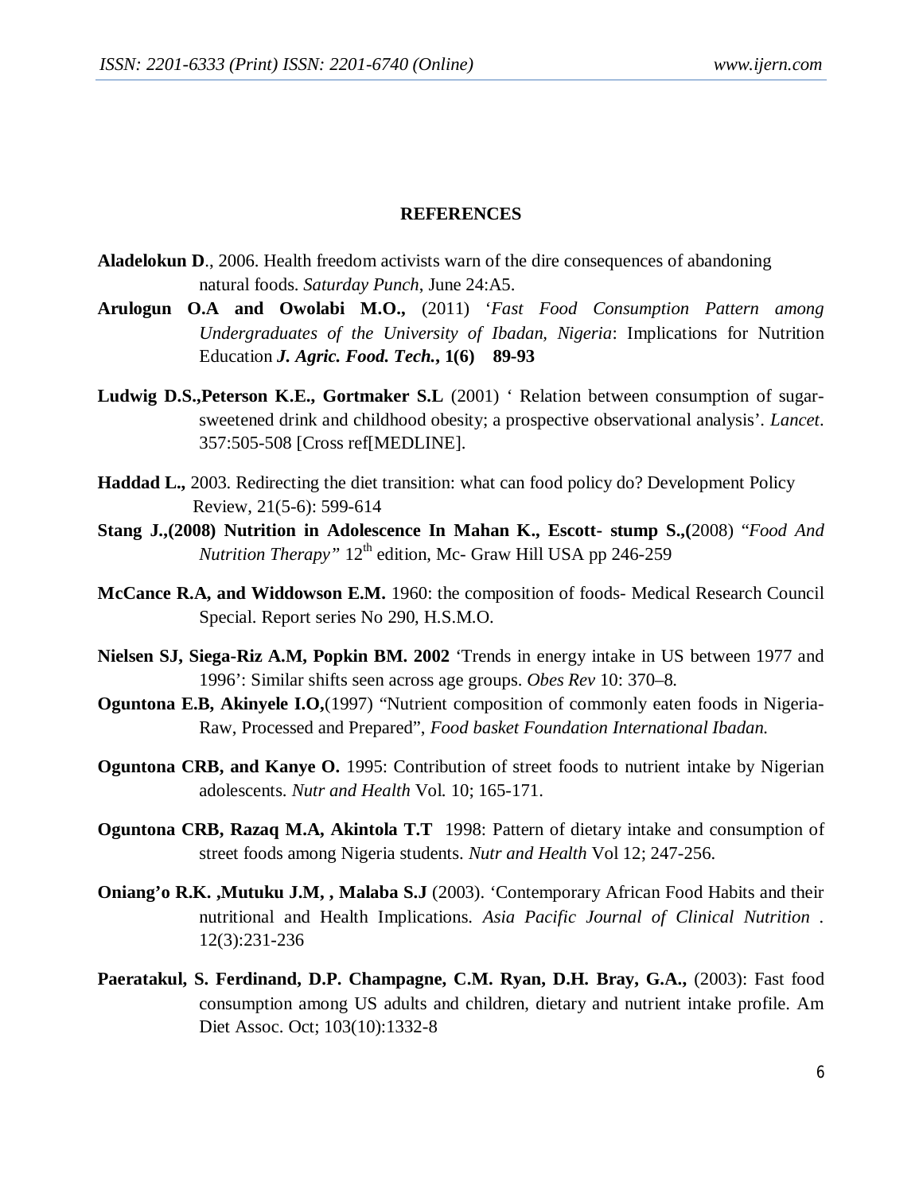## REFERENCES

**Aladelokun D**., 2006. Health freedom activists warn of the dire consequences of abandoning natural foods. *Saturday Punch*, June 24:A5.

**Arulogun O.A and Owolabi M.O.,** (2011) '*Fast Food Consumption Pattern among Undergraduates of the University of Ibadan, Nigeria*: Implications for Nutrition Education ***J. Agric. Food. Tech.*, 1(6) 89-93**

**Ludwig D.S.,Peterson K.E., Gortmaker S.L** (2001) ' Relation between consumption of sugar-sweetened drink and childhood obesity; a prospective observational analysis'. *Lancet*. 357:505-508 [Cross ref[MEDLINE].

**Haddad L.,** 2003. Redirecting the diet transition: what can food policy do? Development Policy Review, 21(5-6): 599-614

**Stang J.,(2008) Nutrition in Adolescence In Mahan K., Escott- stump S.,(**2008) "*Food And Nutrition Therapy"* 12th edition, Mc- Graw Hill USA pp 246-259

**McCance R.A, and Widdowson E.M.** 1960: the composition of foods- Medical Research Council Special. Report series No 290, H.S.M.O.

**Nielsen SJ, Siega-Riz A.M, Popkin BM. 2002** 'Trends in energy intake in US between 1977 and 1996': Similar shifts seen across age groups. *Obes Rev* 10: 370–8.

**Oguntona E.B, Akinyele I.O,**(1997) "Nutrient composition of commonly eaten foods in Nigeria- Raw, Processed and Prepared", *Food basket Foundation International Ibadan.*

**Oguntona CRB, and Kanye O.** 1995: Contribution of street foods to nutrient intake by Nigerian adolescents. *Nutr and Health* Vol. 10; 165-171.

**Oguntona CRB, Razaq M.A, Akintola T.T** 1998: Pattern of dietary intake and consumption of street foods among Nigeria students. *Nutr and Health* Vol 12; 247-256.

**Oniang'o R.K. ,Mutuku J.M, , Malaba S.J** (2003). 'Contemporary African Food Habits and their nutritional and Health Implications. *Asia Pacific Journal of Clinical Nutrition* . 12(3):231-236

**Paeratakul, S. Ferdinand, D.P. Champagne, C.M. Ryan, D.H. Bray, G.A.,** (2003): Fast food consumption among US adults and children, dietary and nutrient intake profile. Am Diet Assoc. Oct; 103(10):1332-8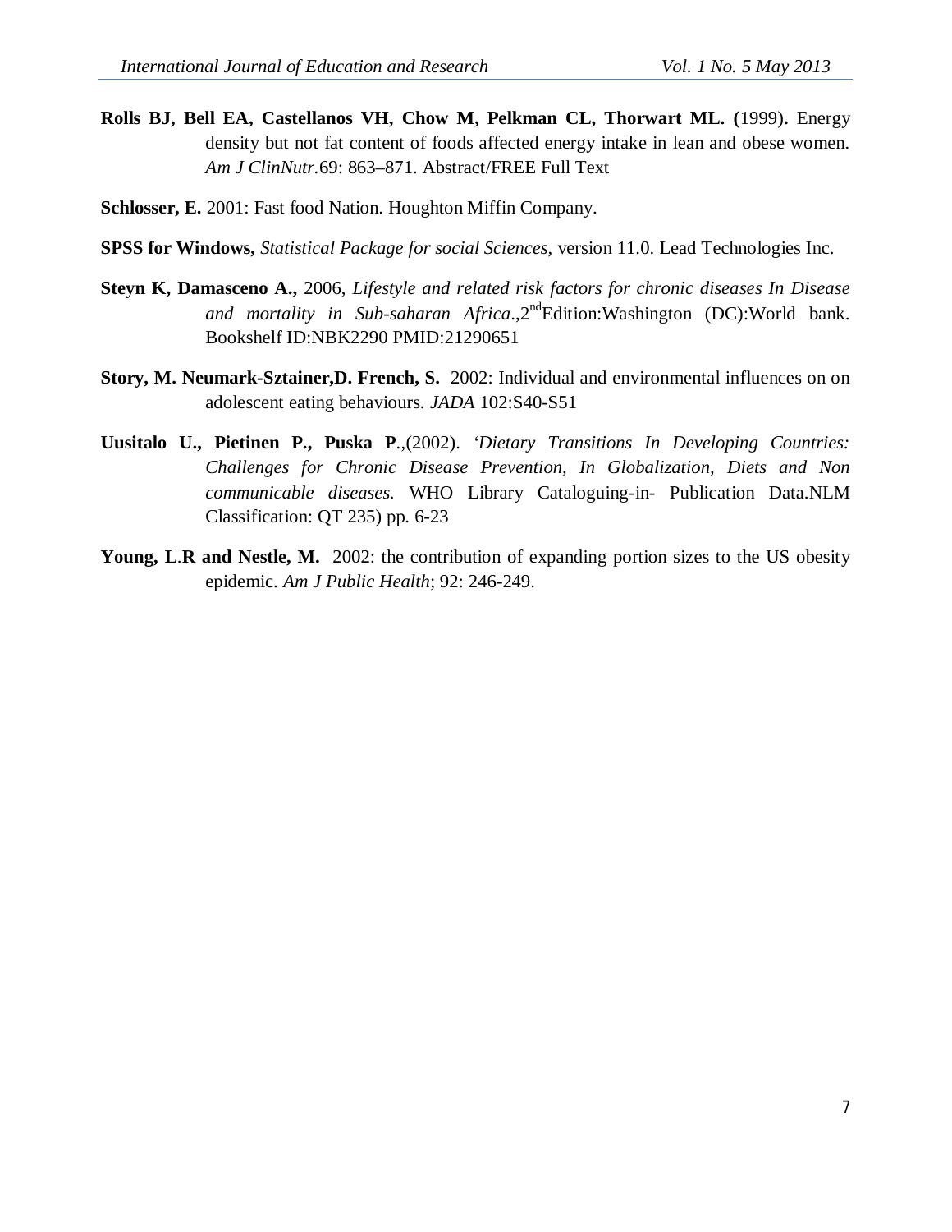**Rolls BJ, Bell EA, Castellanos VH, Chow M, Pelkman CL, Thorwart ML. (**1999)**.** Energy density but not fat content of foods affected energy intake in lean and obese women. *Am J ClinNutr.*69: 863–871. Abstract/FREE Full Text

**Schlosser, E.** 2001: Fast food Nation. Houghton Miffin Company.

**SPSS for Windows,** *Statistical Package for social Sciences,* version 11.0. Lead Technologies Inc.

**Steyn K, Damasceno A.,** 2006, *Lifestyle and related risk factors for chronic diseases In Disease and mortality in Sub-saharan Africa*.,2nd Edition:Washington (DC):World bank. Bookshelf ID:NBK2290 PMID:21290651

**Story, M. Neumark-Sztainer,D. French, S.** 2002: Individual and environmental influences on on adolescent eating behaviours. *JADA* 102:S40-S51

**Uusitalo U., Pietinen P., Puska P**.,(2002). *'Dietary Transitions In Developing Countries: Challenges for Chronic Disease Prevention, In Globalization, Diets and Non communicable diseases.* WHO Library Cataloguing-in- Publication Data.NLM Classification: QT 235) pp. 6-23

**Young, L**.**R and Nestle, M.** 2002: the contribution of expanding portion sizes to the US obesity epidemic. *Am J Public Health*; 92: 246-249.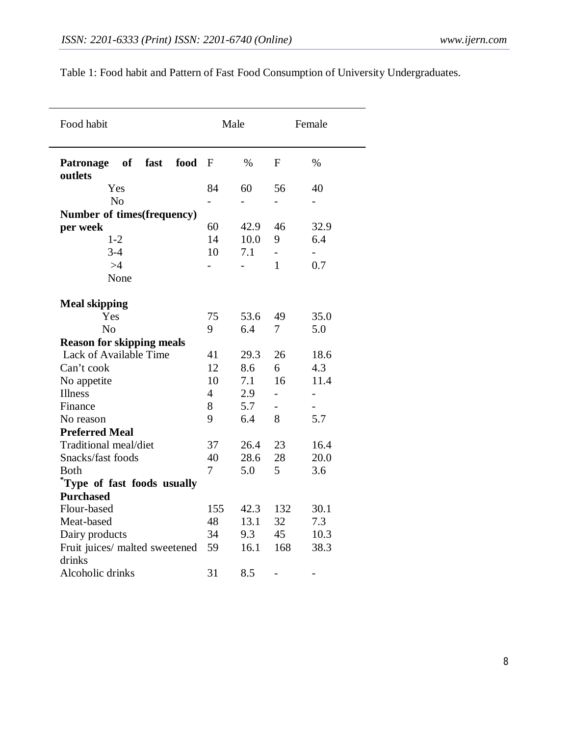Table 1: Food habit and Pattern of Fast Food Consumption of University Undergraduates.

| Food habit | Male | | Female | |
|---|---|---|---|---|
| **Patronage of fast food outlets** | F | % | F | % |
| Yes | 84 | 60 | 56 | 40 |
| No | - | - | - | - |
| **Number of times(frequency) per week** | 60 | 42.9 | 46 | 32.9 |
| 1-2 | 14 | 10.0 | 9 | 6.4 |
| 3-4 | 10 | 7.1 | - | - |
| >4 | - | - | 1 | 0.7 |
| None | | | | |
| **Meal skipping** | | | | |
| Yes | 75 | 53.6 | 49 | 35.0 |
| No | 9 | 6.4 | 7 | 5.0 |
| **Reason for skipping meals** | | | | |
| Lack of Available Time | 41 | 29.3 | 26 | 18.6 |
| Can't cook | 12 | 8.6 | 6 | 4.3 |
| No appetite | 10 | 7.1 | 16 | 11.4 |
| Illness | 4 | 2.9 | - | - |
| Finance | 8 | 5.7 | - | - |
| No reason | 9 | 6.4 | 8 | 5.7 |
| **Preferred Meal** | | | | |
| Traditional meal/diet | 37 | 26.4 | 23 | 16.4 |
| Snacks/fast foods | 40 | 28.6 | 28 | 20.0 |
| Both | 7 | 5.0 | 5 | 3.6 |
| ***Type of fast foods usually Purchased** | | | | |
| Flour-based | 155 | 42.3 | 132 | 30.1 |
| Meat-based | 48 | 13.1 | 32 | 7.3 |
| Dairy products | 34 | 9.3 | 45 | 10.3 |
| Fruit juices/ malted sweetened drinks | 59 | 16.1 | 168 | 38.3 |
| Alcoholic drinks | 31 | 8.5 | - | - |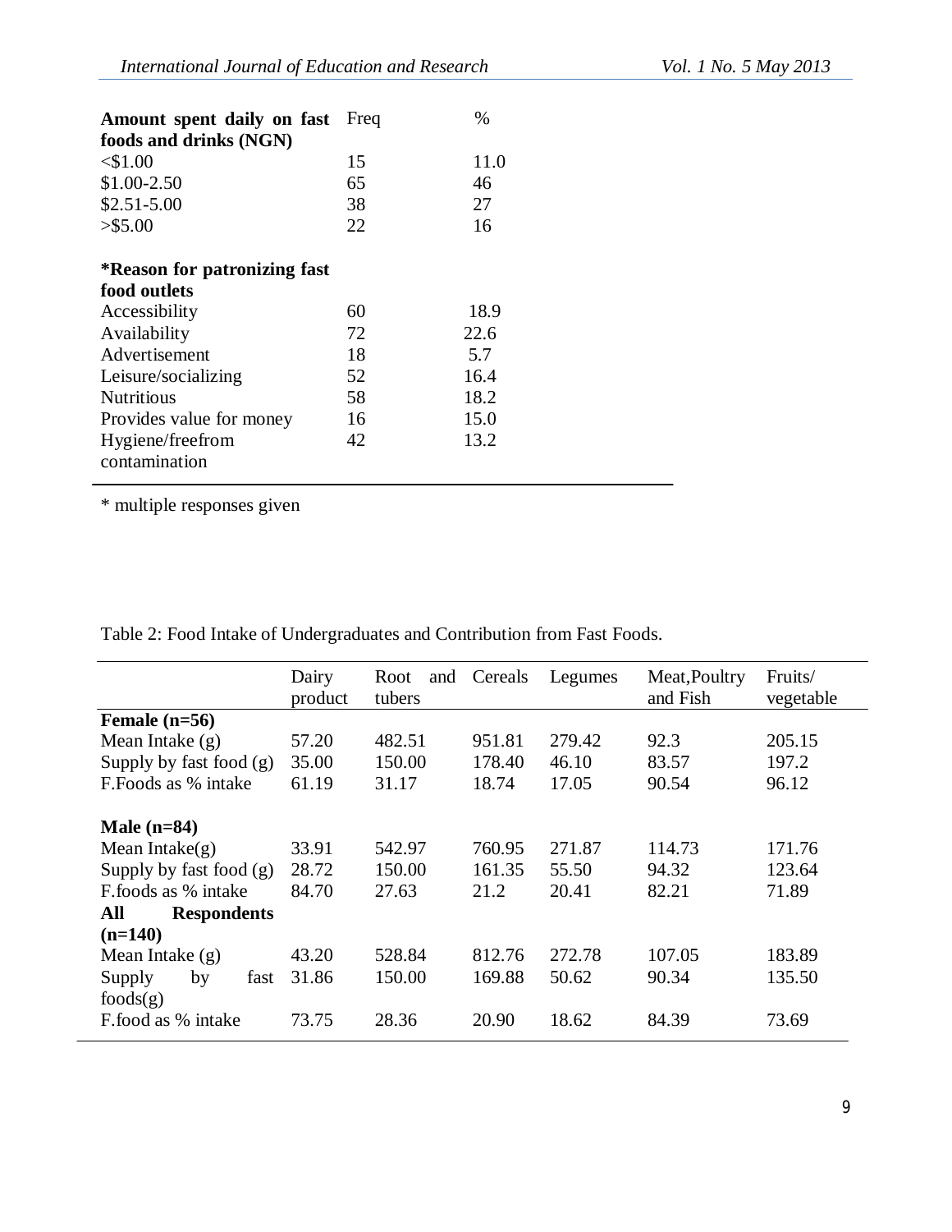| Amount spent daily on fast foods and drinks (NGN) | Freq | % |
|---|---|---|
| <$1.00 | 15 | 11.0 |
| $1.00-2.50 | 65 | 46 |
| $2.51-5.00 | 38 | 27 |
| >$5.00 | 22 | 16 |
| **\*Reason for patronizing fast food outlets** | | |
| Accessibility | 60 | 18.9 |
| Availability | 72 | 22.6 |
| Advertisement | 18 | 5.7 |
| Leisure/socializing | 52 | 16.4 |
| Nutritious | 58 | 18.2 |
| Provides value for money | 16 | 15.0 |
| Hygiene/freefrom contamination | 42 | 13.2 |

\* multiple responses given

Table 2: Food Intake of Undergraduates and Contribution from Fast Foods.

| | Dairy product | Root and tubers | Cereals | Legumes | Meat,Poultry and Fish | Fruits/ vegetable |
|---|---|---|---|---|---|---|
| **Female (n=56)** | | | | | | |
| Mean Intake (g) | 57.20 | 482.51 | 951.81 | 279.42 | 92.3 | 205.15 |
| Supply by fast food (g) | 35.00 | 150.00 | 178.40 | 46.10 | 83.57 | 197.2 |
| F.Foods as % intake | 61.19 | 31.17 | 18.74 | 17.05 | 90.54 | 96.12 |
| **Male (n=84)** | | | | | | |
| Mean Intake(g) | 33.91 | 542.97 | 760.95 | 271.87 | 114.73 | 171.76 |
| Supply by fast food (g) | 28.72 | 150.00 | 161.35 | 55.50 | 94.32 | 123.64 |
| F.foods as % intake | 84.70 | 27.63 | 21.2 | 20.41 | 82.21 | 71.89 |
| **All Respondents (n=140)** | | | | | | |
| Mean Intake (g) | 43.20 | 528.84 | 812.76 | 272.78 | 107.05 | 183.89 |
| Supply by fast foods(g) | 31.86 | 150.00 | 169.88 | 50.62 | 90.34 | 135.50 |
| F.food as % intake | 73.75 | 28.36 | 20.90 | 18.62 | 84.39 | 73.69 |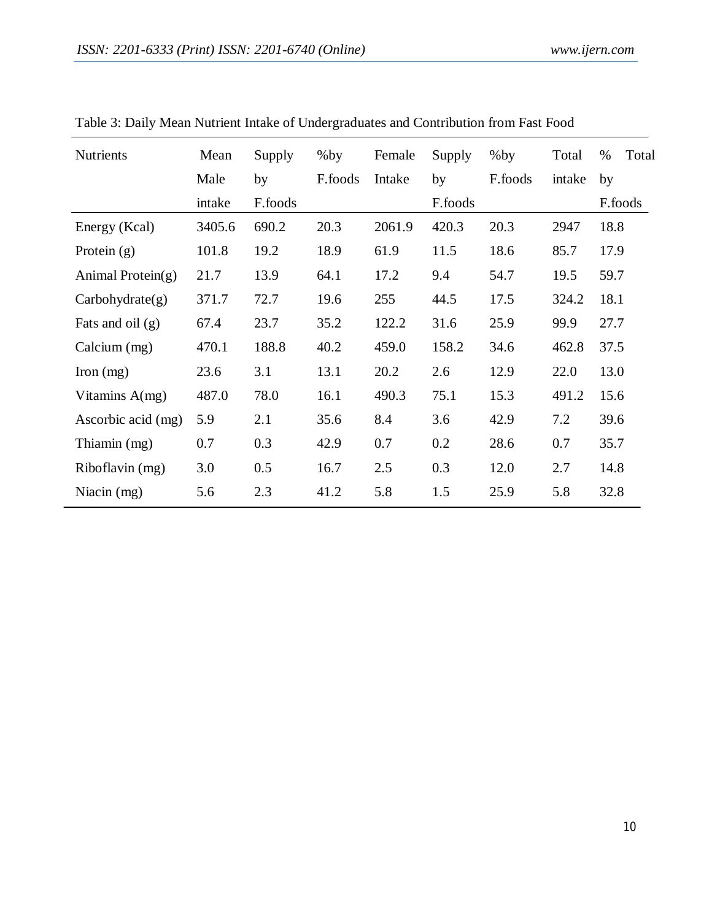Table 3: Daily Mean Nutrient Intake of Undergraduates and Contribution from Fast Food

| Nutrients | Mean Male intake | Supply by F.foods | %by F.foods | Female Intake | Supply by F.foods | %by F.foods | Total intake | % Total by F.foods |
|---|---|---|---|---|---|---|---|---|
| Energy (Kcal) | 3405.6 | 690.2 | 20.3 | 2061.9 | 420.3 | 20.3 | 2947 | 18.8 |
| Protein (g) | 101.8 | 19.2 | 18.9 | 61.9 | 11.5 | 18.6 | 85.7 | 17.9 |
| Animal Protein(g) | 21.7 | 13.9 | 64.1 | 17.2 | 9.4 | 54.7 | 19.5 | 59.7 |
| Carbohydrate(g) | 371.7 | 72.7 | 19.6 | 255 | 44.5 | 17.5 | 324.2 | 18.1 |
| Fats and oil (g) | 67.4 | 23.7 | 35.2 | 122.2 | 31.6 | 25.9 | 99.9 | 27.7 |
| Calcium (mg) | 470.1 | 188.8 | 40.2 | 459.0 | 158.2 | 34.6 | 462.8 | 37.5 |
| Iron (mg) | 23.6 | 3.1 | 13.1 | 20.2 | 2.6 | 12.9 | 22.0 | 13.0 |
| Vitamins A(mg) | 487.0 | 78.0 | 16.1 | 490.3 | 75.1 | 15.3 | 491.2 | 15.6 |
| Ascorbic acid (mg) | 5.9 | 2.1 | 35.6 | 8.4 | 3.6 | 42.9 | 7.2 | 39.6 |
| Thiamin (mg) | 0.7 | 0.3 | 42.9 | 0.7 | 0.2 | 28.6 | 0.7 | 35.7 |
| Riboflavin (mg) | 3.0 | 0.5 | 16.7 | 2.5 | 0.3 | 12.0 | 2.7 | 14.8 |
| Niacin (mg) | 5.6 | 2.3 | 41.2 | 5.8 | 1.5 | 25.9 | 5.8 | 32.8 |